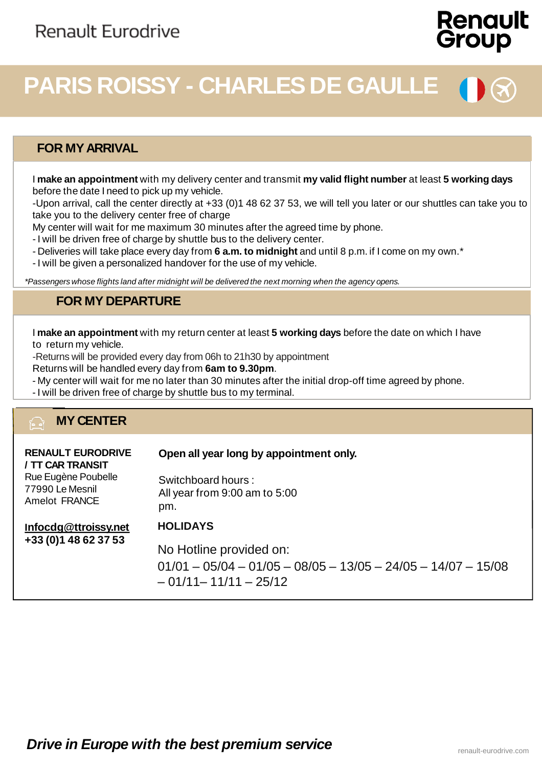Renault Eurodrive

Renault Group

# PARIS ROISSY - CHARLES DE GAULLE

## FOR MY ARRIVAL

I **make an appointment** with my delivery center and transmit **my valid flight number** at least **5 working days** before the date I need to pick up my vehicle.

-Upon arrival, call the center directly at +33 (0)1 48 62 37 53, we will tell you later or our shuttles can take you to take you to the delivery center free of charge

My center will wait for me maximum 30 minutes after the agreed time by phone.

- I will be driven free of charge by shuttle bus to the delivery center.
- Deliveries will take place every day from **6 a.m. to midnight** and until 8 p.m. if I come on my own.*
- I will be given a personalized handover for the use of my vehicle.

*\*Passengers whose flights land after midnight will be delivered the next morning when the agency opens.*

## FOR MY DEPARTURE

I **make an appointment** with my return center at least **5 working days** before the date on which I have to return my vehicle.

-Returns will be provided every day from 06h to 21h30 by appointment

Returns will be handled every day from **6am to 9.30pm**.

- My center will wait for me no later than 30 minutes after the initial drop-off time agreed by phone.
- I will be driven free of charge by shuttle bus to my terminal.

## MY CENTER

**RENAULT EURODRIVE / TT CAR TRANSIT**
Rue Eugène Poubelle
77990 Le Mesnil Amelot FRANCE

**Infocdg@ttroissy.net**
**+33 (0)1 48 62 37 53**

**Open all year long by appointment only.**

Switchboard hours :
All year from 9:00 am to 5:00 pm.

**HOLIDAYS**

No Hotline provided on:
01/01 – 05/04 – 01/05 – 08/05 – 13/05 – 24/05 – 14/07 – 15/08 – 01/11– 11/11 – 25/12

***Drive in Europe with the best premium service***

renault-eurodrive.com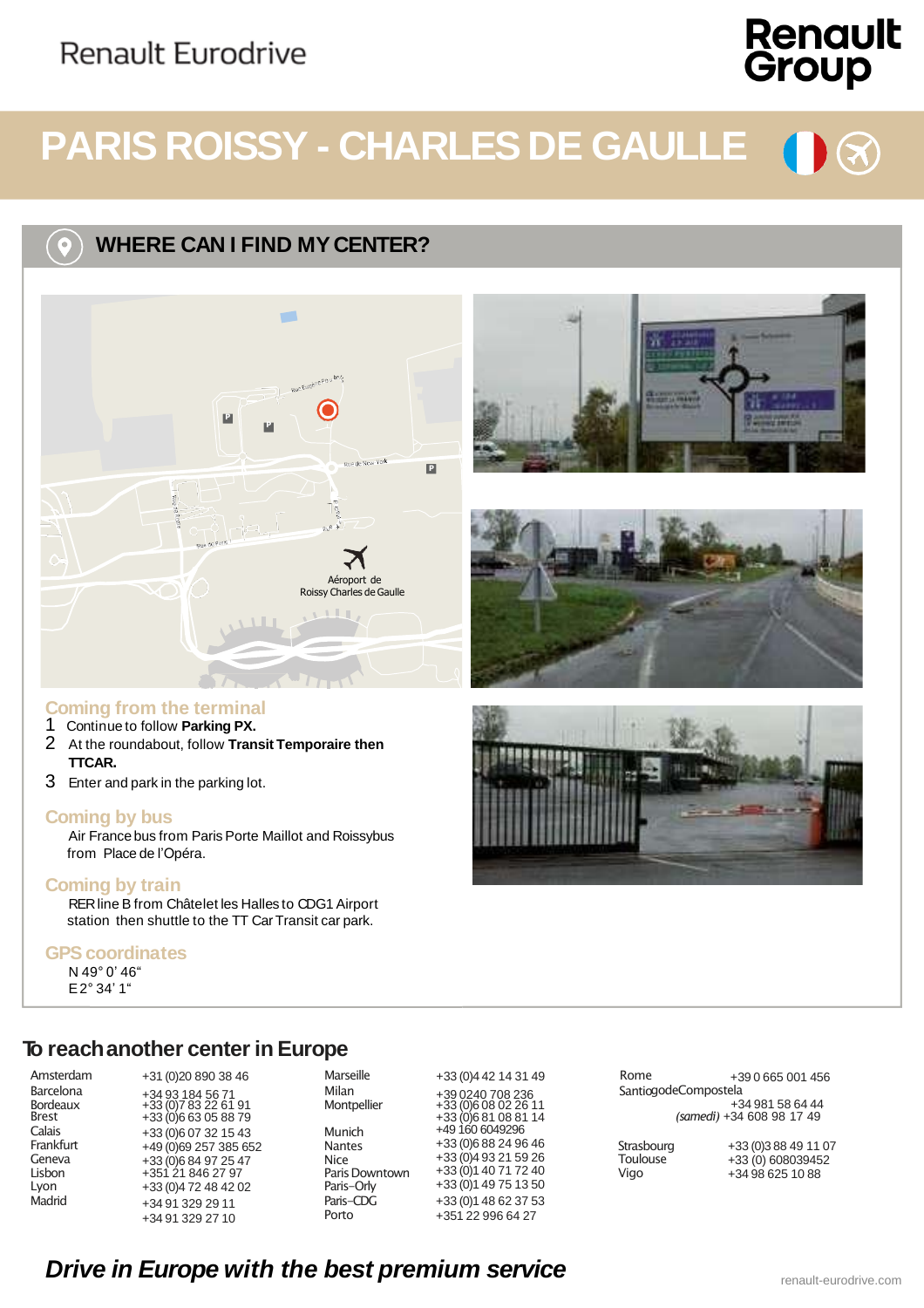Renault Eurodrive

Renault Group

# PARIS ROISSY - CHARLES DE GAULLE

## WHERE CAN I FIND MY CENTER?

Aéroport de Roissy Charles de Gaulle

### Coming from the terminal

1. Continue to follow **Parking PX.**
2. At the roundabout, follow **Transit Temporaire then TTCAR.**
3. Enter and park in the parking lot.

### Coming by bus

Air France bus from Paris Porte Maillot and Roissybus from Place de l'Opéra.

### Coming by train

RER line B from Châtelet les Halles to CDG1 Airport station then shuttle to the TT Car Transit car park.

### GPS coordinates

N 49° 0' 46"
E 2° 34' 1"

## To reach another center in Europe

| | |
|---|---|
| Amsterdam | +31 (0)20 890 38 46 |
| Barcelona | +34 93 184 56 71 |
| Bordeaux | +33 (0)7 83 22 61 91 |
| Brest | +33 (0)6 63 05 88 79 |
| Calais | +33 (0)6 07 32 15 43 |
| Frankfurt | +49 (0)69 257 385 652 |
| Geneva | +33 (0)6 84 97 25 47 |
| Lisbon | +351 21 846 27 97 |
| Lyon | +33 (0)4 72 48 42 02 |
| Madrid | +34 91 329 29 11 |
| | +34 91 329 27 10 |
| Marseille | +33 (0)4 42 14 31 49 |
| Milan | +39 0240 708 236 |
| Montpellier | +33 (0)6 08 02 26 11 |
| | +33 (0)6 81 08 81 14 |
| Munich | +49 160 6049296 |
| Nantes | +33 (0)6 88 24 96 46 |
| Nice | +33 (0)4 93 21 59 26 |
| Paris Downtown | +33 (0)1 40 71 72 40 |
| Paris–Orly | +33 (0)1 49 75 13 50 |
| Paris–CDG | +33 (0)1 48 62 37 53 |
| Porto | +351 22 996 64 27 |
| Rome | +39 0 665 001 456 |
| Santiago de Compostela | +34 981 58 64 44 |
| | *(samedi)* +34 608 98 17 49 |
| Strasbourg | +33 (0)3 88 49 11 07 |
| Toulouse | +33 (0) 608039452 |
| Vigo | +34 98 625 10 88 |

***Drive in Europe with the best premium service***

renault-eurodrive.com